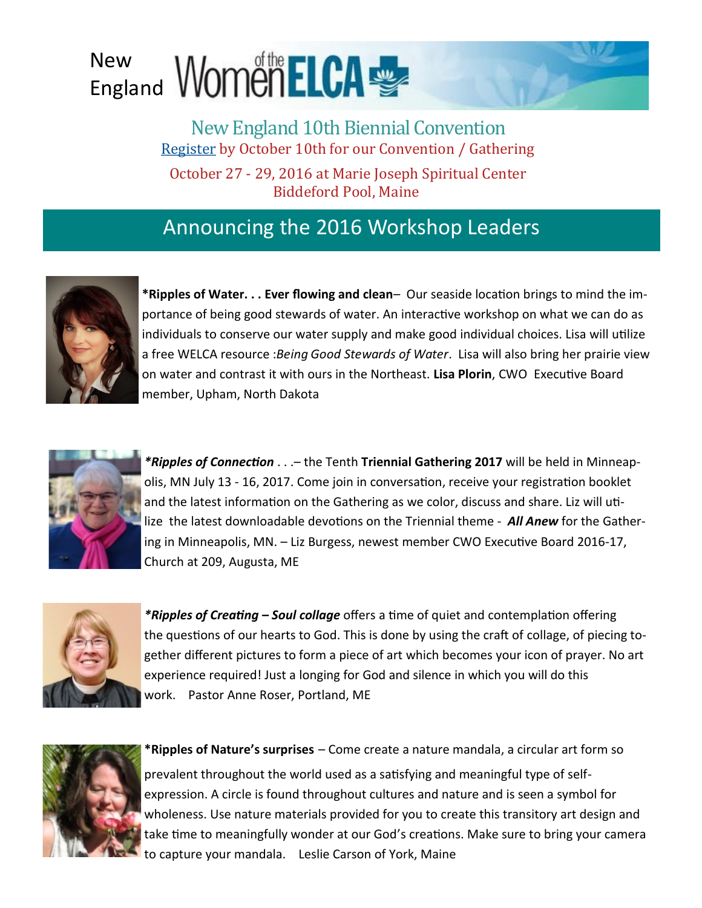New England Women of the ELCA

## New England 10th Biennial Convention

Register by October 10th for our Convention / Gathering

October 27 - 29, 2016 at Marie Joseph Spiritual Center
Biddeford Pool, Maine

## Announcing the 2016 Workshop Leaders

***Ripples of Water. . . Ever flowing and clean**– Our seaside location brings to mind the importance of being good stewards of water. An interactive workshop on what we can do as individuals to conserve our water supply and make good individual choices. Lisa will utilize a free WELCA resource :*Being Good Stewards of Water*. Lisa will also bring her prairie view on water and contrast it with ours in the Northeast. **Lisa Plorin**, CWO Executive Board member, Upham, North Dakota

***\*Ripples of Connection*** . . .– the Tenth **Triennial Gathering 2017** will be held in Minneapolis, MN July 13 - 16, 2017. Come join in conversation, receive your registration booklet and the latest information on the Gathering as we color, discuss and share. Liz will utilize the latest downloadable devotions on the Triennial theme - ***All Anew*** for the Gathering in Minneapolis, MN. – Liz Burgess, newest member CWO Executive Board 2016-17, Church at 209, Augusta, ME

***\*Ripples of Creating – Soul collage*** offers a time of quiet and contemplation offering the questions of our hearts to God. This is done by using the craft of collage, of piecing together different pictures to form a piece of art which becomes your icon of prayer. No art experience required! Just a longing for God and silence in which you will do this work. Pastor Anne Roser, Portland, ME

***Ripples of Nature's surprises** – Come create a nature mandala, a circular art form so prevalent throughout the world used as a satisfying and meaningful type of self-expression. A circle is found throughout cultures and nature and is seen a symbol for wholeness. Use nature materials provided for you to create this transitory art design and take time to meaningfully wonder at our God's creations. Make sure to bring your camera to capture your mandala. Leslie Carson of York, Maine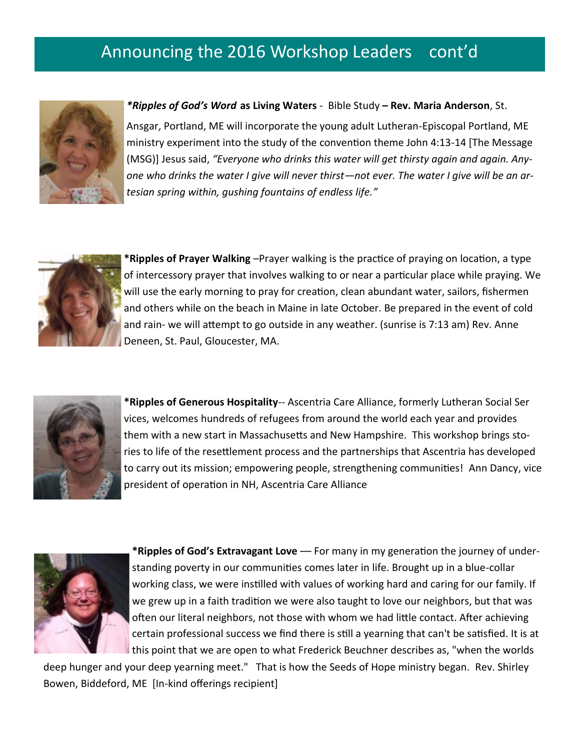# Announcing the 2016 Workshop Leaders cont'd

***Ripples of God's Word* as Living Waters** - Bible Study **– Rev. Maria Anderson**, St. Ansgar, Portland, ME will incorporate the young adult Lutheran-Episcopal Portland, ME ministry experiment into the study of the convention theme John 4:13-14 [The Message (MSG)] Jesus said, *"Everyone who drinks this water will get thirsty again and again. Anyone who drinks the water I give will never thirst—not ever. The water I give will be an artesian spring within, gushing fountains of endless life."*

***Ripples of Prayer Walking** –Prayer walking is the practice of praying on location, a type of intercessory prayer that involves walking to or near a particular place while praying. We will use the early morning to pray for creation, clean abundant water, sailors, fishermen and others while on the beach in Maine in late October. Be prepared in the event of cold and rain- we will attempt to go outside in any weather. (sunrise is 7:13 am) Rev. Anne Deneen, St. Paul, Gloucester, MA.

***Ripples of Generous Hospitality**-- Ascentria Care Alliance, formerly Lutheran Social Services, welcomes hundreds of refugees from around the world each year and provides them with a new start in Massachusetts and New Hampshire. This workshop brings stories to life of the resettlement process and the partnerships that Ascentria has developed to carry out its mission; empowering people, strengthening communities! Ann Dancy, vice president of operation in NH, Ascentria Care Alliance

***Ripples of God's Extravagant Love** — For many in my generation the journey of understanding poverty in our communities comes later in life. Brought up in a blue-collar working class, we were instilled with values of working hard and caring for our family. If we grew up in a faith tradition we were also taught to love our neighbors, but that was often our literal neighbors, not those with whom we had little contact. After achieving certain professional success we find there is still a yearning that can't be satisfied. It is at this point that we are open to what Frederick Beuchner describes as, "when the worlds deep hunger and your deep yearning meet." That is how the Seeds of Hope ministry began. Rev. Shirley Bowen, Biddeford, ME [In-kind offerings recipient]